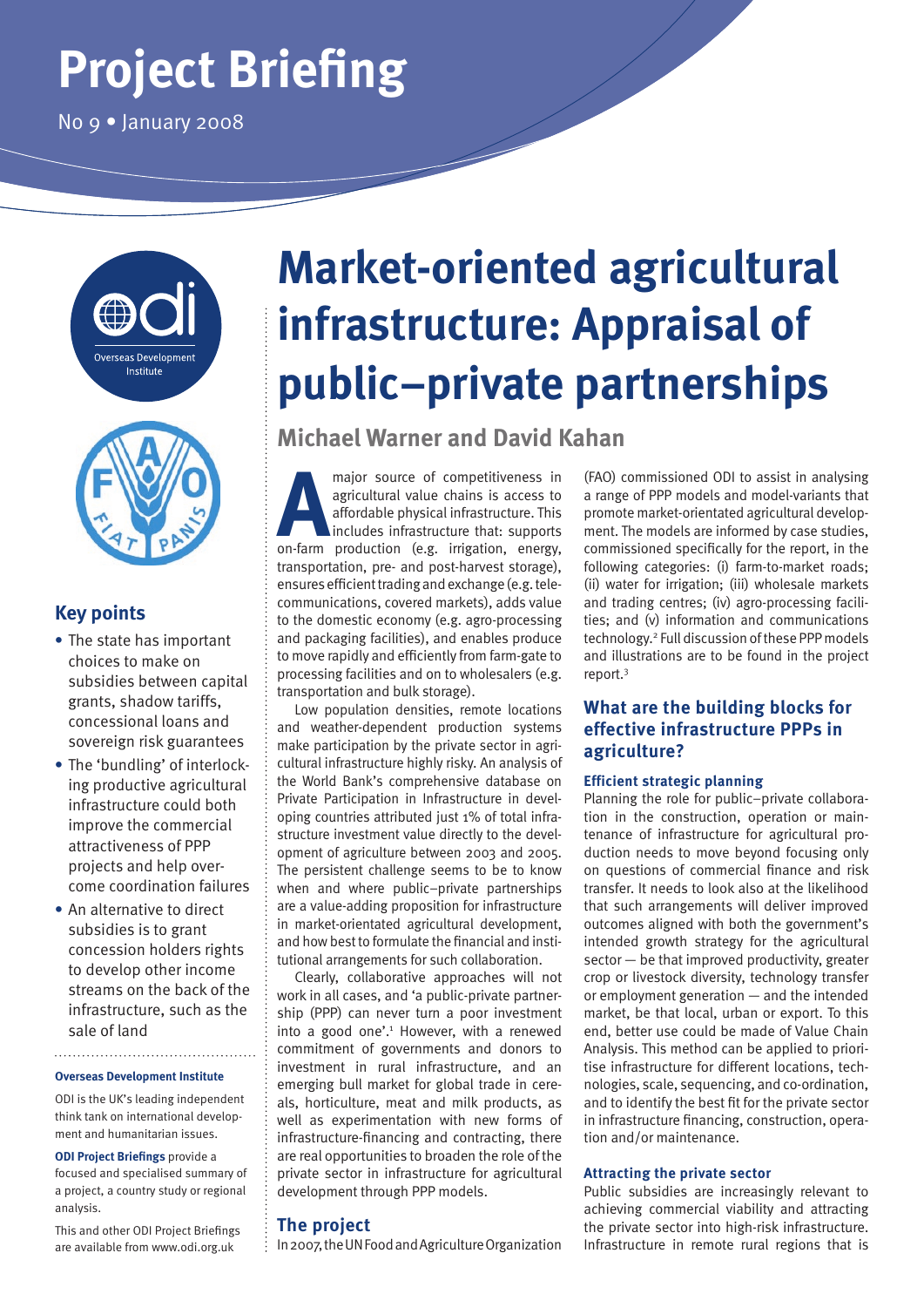# Project Briefing

No 9 • January 2008

# Market-oriented agricultural infrastructure: Appraisal of public–private partnerships

**Michael Warner and David Kahan**

## Key points

- The state has important choices to make on subsidies between capital grants, shadow tariffs, concessional loans and sovereign risk guarantees
- The 'bundling' of interlocking productive agricultural infrastructure could both improve the commercial attractiveness of PPP projects and help overcome coordination failures
- An alternative to direct subsidies is to grant concession holders rights to develop other income streams on the back of the infrastructure, such as the sale of land

**Overseas Development Institute**

ODI is the UK's leading independent think tank on international development and humanitarian issues.

**ODI Project Briefings** provide a focused and specialised summary of a project, a country study or regional analysis.

This and other ODI Project Briefings are available from www.odi.org.uk

A major source of competitiveness in agricultural value chains is access to affordable physical infrastructure. This includes infrastructure that: supports on-farm production (e.g. irrigation, energy, transportation, pre- and post-harvest storage), ensures efficient trading and exchange (e.g. telecommunications, covered markets), adds value to the domestic economy (e.g. agro-processing and packaging facilities), and enables produce to move rapidly and efficiently from farm-gate to processing facilities and on to wholesalers (e.g. transportation and bulk storage).

Low population densities, remote locations and weather-dependent production systems make participation by the private sector in agricultural infrastructure highly risky. An analysis of the World Bank's comprehensive database on Private Participation in Infrastructure in developing countries attributed just 1% of total infrastructure investment value directly to the development of agriculture between 2003 and 2005. The persistent challenge seems to be to know when and where public–private partnerships are a value-adding proposition for infrastructure in market-orientated agricultural development, and how best to formulate the financial and institutional arrangements for such collaboration.

Clearly, collaborative approaches will not work in all cases, and 'a public-private partnership (PPP) can never turn a poor investment into a good one'.[1] However, with a renewed commitment of governments and donors to investment in rural infrastructure, and an emerging bull market for global trade in cereals, horticulture, meat and milk products, as well as experimentation with new forms of infrastructure-financing and contracting, there are real opportunities to broaden the role of the private sector in infrastructure for agricultural development through PPP models.

## The project

In 2007, the UN Food and Agriculture Organization (FAO) commissioned ODI to assist in analysing a range of PPP models and model-variants that promote market-orientated agricultural development. The models are informed by case studies, commissioned specifically for the report, in the following categories: (i) farm-to-market roads; (ii) water for irrigation; (iii) wholesale markets and trading centres; (iv) agro-processing facilities; and (v) information and communications technology.[2] Full discussion of these PPP models and illustrations are to be found in the project report.[3]

## What are the building blocks for effective infrastructure PPPs in agriculture?

### Efficient strategic planning

Planning the role for public–private collaboration in the construction, operation or maintenance of infrastructure for agricultural production needs to move beyond focusing only on questions of commercial finance and risk transfer. It needs to look also at the likelihood that such arrangements will deliver improved outcomes aligned with both the government's intended growth strategy for the agricultural sector — be that improved productivity, greater crop or livestock diversity, technology transfer or employment generation — and the intended market, be that local, urban or export. To this end, better use could be made of Value Chain Analysis. This method can be applied to prioritise infrastructure for different locations, technologies, scale, sequencing, and co-ordination, and to identify the best fit for the private sector in infrastructure financing, construction, operation and/or maintenance.

### Attracting the private sector

Public subsidies are increasingly relevant to achieving commercial viability and attracting the private sector into high-risk infrastructure. Infrastructure in remote rural regions that is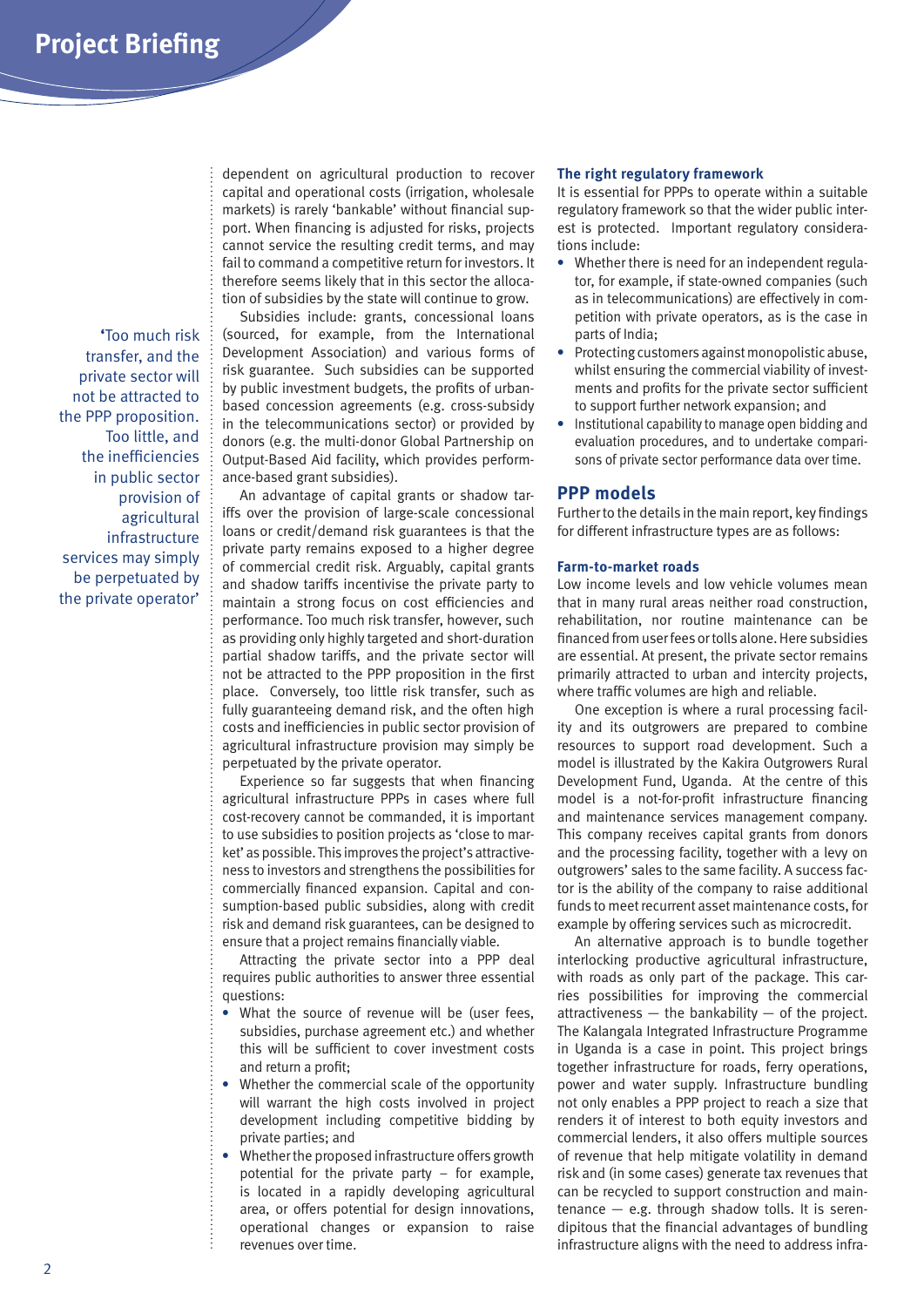dependent on agricultural production to recover capital and operational costs (irrigation, wholesale markets) is rarely 'bankable' without financial support. When financing is adjusted for risks, projects cannot service the resulting credit terms, and may fail to command a competitive return for investors. It therefore seems likely that in this sector the allocation of subsidies by the state will continue to grow.

Subsidies include: grants, concessional loans (sourced, for example, from the International Development Association) and various forms of risk guarantee. Such subsidies can be supported by public investment budgets, the profits of urban-based concession agreements (e.g. cross-subsidy in the telecommunications sector) or provided by donors (e.g. the multi-donor Global Partnership on Output-Based Aid facility, which provides performance-based grant subsidies).

> 'Too much risk transfer, and the private sector will not be attracted to the PPP proposition. Too little, and the inefficiencies in public sector provision of agricultural infrastructure services may simply be perpetuated by the private operator'

An advantage of capital grants or shadow tariffs over the provision of large-scale concessional loans or credit/demand risk guarantees is that the private party remains exposed to a higher degree of commercial credit risk. Arguably, capital grants and shadow tariffs incentivise the private party to maintain a strong focus on cost efficiencies and performance. Too much risk transfer, however, such as providing only highly targeted and short-duration partial shadow tariffs, and the private sector will not be attracted to the PPP proposition in the first place. Conversely, too little risk transfer, such as fully guaranteeing demand risk, and the often high costs and inefficiencies in public sector provision of agricultural infrastructure provision may simply be perpetuated by the private operator.

Experience so far suggests that when financing agricultural infrastructure PPPs in cases where full cost-recovery cannot be commanded, it is important to use subsidies to position projects as 'close to market' as possible. This improves the project's attractiveness to investors and strengthens the possibilities for commercially financed expansion. Capital and consumption-based public subsidies, along with credit risk and demand risk guarantees, can be designed to ensure that a project remains financially viable.

Attracting the private sector into a PPP deal requires public authorities to answer three essential questions:

- What the source of revenue will be (user fees, subsidies, purchase agreement etc.) and whether this will be sufficient to cover investment costs and return a profit;
- Whether the commercial scale of the opportunity will warrant the high costs involved in project development including competitive bidding by private parties; and
- Whether the proposed infrastructure offers growth potential for the private party – for example, is located in a rapidly developing agricultural area, or offers potential for design innovations, operational changes or expansion to raise revenues over time.

### The right regulatory framework

It is essential for PPPs to operate within a suitable regulatory framework so that the wider public interest is protected. Important regulatory considerations include:

- Whether there is need for an independent regulator, for example, if state-owned companies (such as in telecommunications) are effectively in competition with private operators, as is the case in parts of India;
- Protecting customers against monopolistic abuse, whilst ensuring the commercial viability of investments and profits for the private sector sufficient to support further network expansion; and
- Institutional capability to manage open bidding and evaluation procedures, and to undertake comparisons of private sector performance data over time.

## PPP models

Further to the details in the main report, key findings for different infrastructure types are as follows:

### Farm-to-market roads

Low income levels and low vehicle volumes mean that in many rural areas neither road construction, rehabilitation, nor routine maintenance can be financed from user fees or tolls alone. Here subsidies are essential. At present, the private sector remains primarily attracted to urban and intercity projects, where traffic volumes are high and reliable.

One exception is where a rural processing facility and its outgrowers are prepared to combine resources to support road development. Such a model is illustrated by the Kakira Outgrowers Rural Development Fund, Uganda. At the centre of this model is a not-for-profit infrastructure financing and maintenance services management company. This company receives capital grants from donors and the processing facility, together with a levy on outgrowers' sales to the same facility. A success factor is the ability of the company to raise additional funds to meet recurrent asset maintenance costs, for example by offering services such as microcredit.

An alternative approach is to bundle together interlocking productive agricultural infrastructure, with roads as only part of the package. This carries possibilities for improving the commercial attractiveness — the bankability — of the project. The Kalangala Integrated Infrastructure Programme in Uganda is a case in point. This project brings together infrastructure for roads, ferry operations, power and water supply. Infrastructure bundling not only enables a PPP project to reach a size that renders it of interest to both equity investors and commercial lenders, it also offers multiple sources of revenue that help mitigate volatility in demand risk and (in some cases) generate tax revenues that can be recycled to support construction and maintenance — e.g. through shadow tolls. It is serendipitous that the financial advantages of bundling infrastructure aligns with the need to address infra-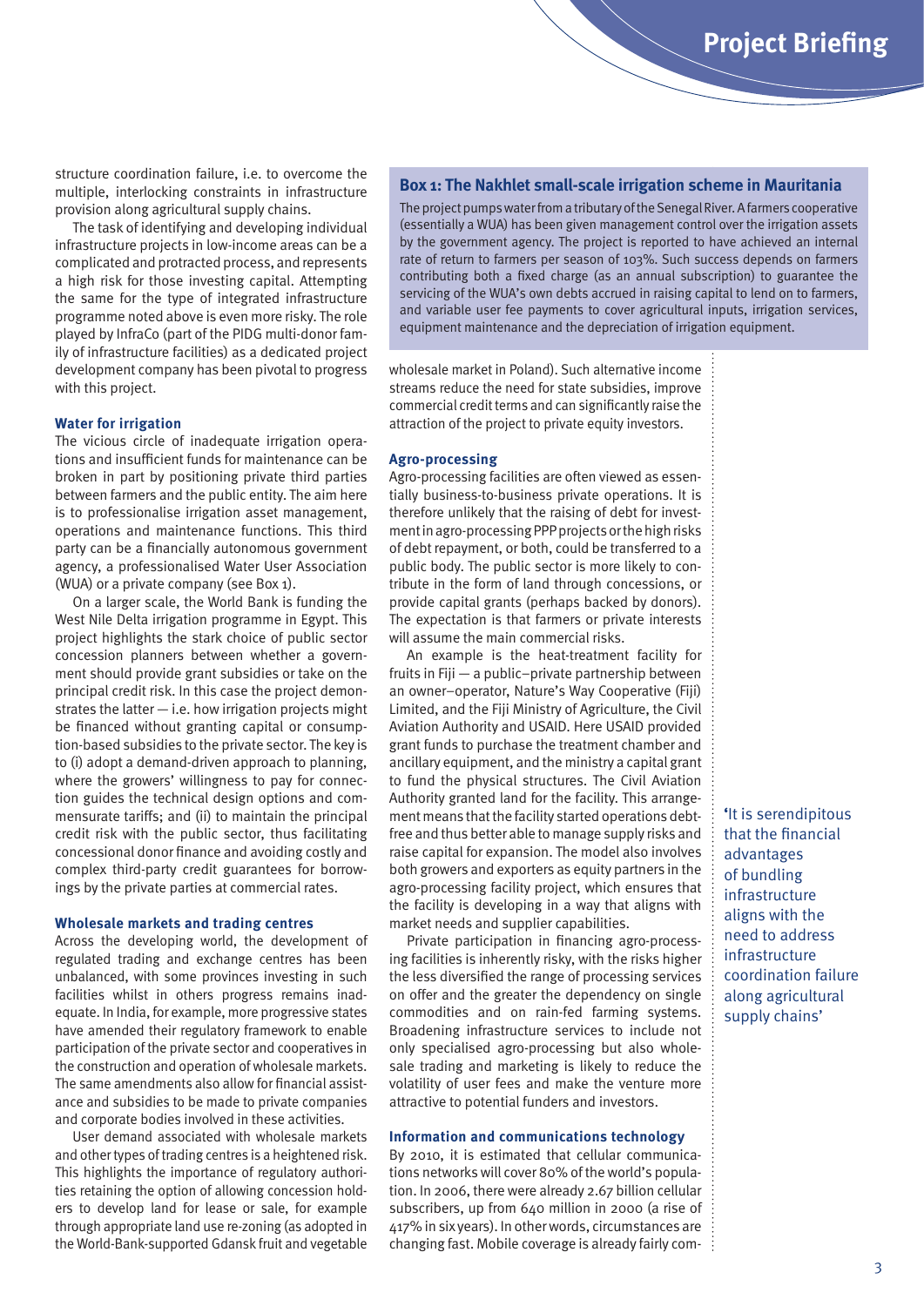structure coordination failure, i.e. to overcome the multiple, interlocking constraints in infrastructure provision along agricultural supply chains.

The task of identifying and developing individual infrastructure projects in low-income areas can be a complicated and protracted process, and represents a high risk for those investing capital. Attempting the same for the type of integrated infrastructure programme noted above is even more risky. The role played by InfraCo (part of the PIDG multi-donor family of infrastructure facilities) as a dedicated project development company has been pivotal to progress with this project.

### Water for irrigation

The vicious circle of inadequate irrigation operations and insufficient funds for maintenance can be broken in part by positioning private third parties between farmers and the public entity. The aim here is to professionalise irrigation asset management, operations and maintenance functions. This third party can be a financially autonomous government agency, a professionalised Water User Association (WUA) or a private company (see Box 1).

On a larger scale, the World Bank is funding the West Nile Delta irrigation programme in Egypt. This project highlights the stark choice of public sector concession planners between whether a government should provide grant subsidies or take on the principal credit risk. In this case the project demonstrates the latter — i.e. how irrigation projects might be financed without granting capital or consumption-based subsidies to the private sector. The key is to (i) adopt a demand-driven approach to planning, where the growers' willingness to pay for connection guides the technical design options and commensurate tariffs; and (ii) to maintain the principal credit risk with the public sector, thus facilitating concessional donor finance and avoiding costly and complex third-party credit guarantees for borrowings by the private parties at commercial rates.

### Wholesale markets and trading centres

Across the developing world, the development of regulated trading and exchange centres has been unbalanced, with some provinces investing in such facilities whilst in others progress remains inadequate. In India, for example, more progressive states have amended their regulatory framework to enable participation of the private sector and cooperatives in the construction and operation of wholesale markets. The same amendments also allow for financial assistance and subsidies to be made to private companies and corporate bodies involved in these activities.

User demand associated with wholesale markets and other types of trading centres is a heightened risk. This highlights the importance of regulatory authorities retaining the option of allowing concession holders to develop land for lease or sale, for example through appropriate land use re-zoning (as adopted in the World-Bank-supported Gdansk fruit and vegetable wholesale market in Poland). Such alternative income streams reduce the need for state subsidies, improve commercial credit terms and can significantly raise the attraction of the project to private equity investors.

> **Box 1: The Nakhlet small-scale irrigation scheme in Mauritania**
>
> The project pumps water from a tributary of the Senegal River. A farmers cooperative (essentially a WUA) has been given management control over the irrigation assets by the government agency. The project is reported to have achieved an internal rate of return to farmers per season of 103%. Such success depends on farmers contributing both a fixed charge (as an annual subscription) to guarantee the servicing of the WUA's own debts accrued in raising capital to lend on to farmers, and variable user fee payments to cover agricultural inputs, irrigation services, equipment maintenance and the depreciation of irrigation equipment.

### Agro-processing

Agro-processing facilities are often viewed as essentially business-to-business private operations. It is therefore unlikely that the raising of debt for investment in agro-processing PPP projects or the high risks of debt repayment, or both, could be transferred to a public body. The public sector is more likely to contribute in the form of land through concessions, or provide capital grants (perhaps backed by donors). The expectation is that farmers or private interests will assume the main commercial risks.

An example is the heat-treatment facility for fruits in Fiji — a public–private partnership between an owner–operator, Nature's Way Cooperative (Fiji) Limited, and the Fiji Ministry of Agriculture, the Civil Aviation Authority and USAID. Here USAID provided grant funds to purchase the treatment chamber and ancillary equipment, and the ministry a capital grant to fund the physical structures. The Civil Aviation Authority granted land for the facility. This arrangement means that the facility started operations debt-free and thus better able to manage supply risks and raise capital for expansion. The model also involves both growers and exporters as equity partners in the agro-processing facility project, which ensures that the facility is developing in a way that aligns with market needs and supplier capabilities.

Private participation in financing agro-processing facilities is inherently risky, with the risks higher the less diversified the range of processing services on offer and the greater the dependency on single commodities and on rain-fed farming systems. Broadening infrastructure services to include not only specialised agro-processing but also wholesale trading and marketing is likely to reduce the volatility of user fees and make the venture more attractive to potential funders and investors.

> 'It is serendipitous that the financial advantages of bundling infrastructure aligns with the need to address infrastructure coordination failure along agricultural supply chains'

### Information and communications technology

By 2010, it is estimated that cellular communications networks will cover 80% of the world's population. In 2006, there were already 2.67 billion cellular subscribers, up from 640 million in 2000 (a rise of 417% in six years). In other words, circumstances are changing fast. Mobile coverage is already fairly com-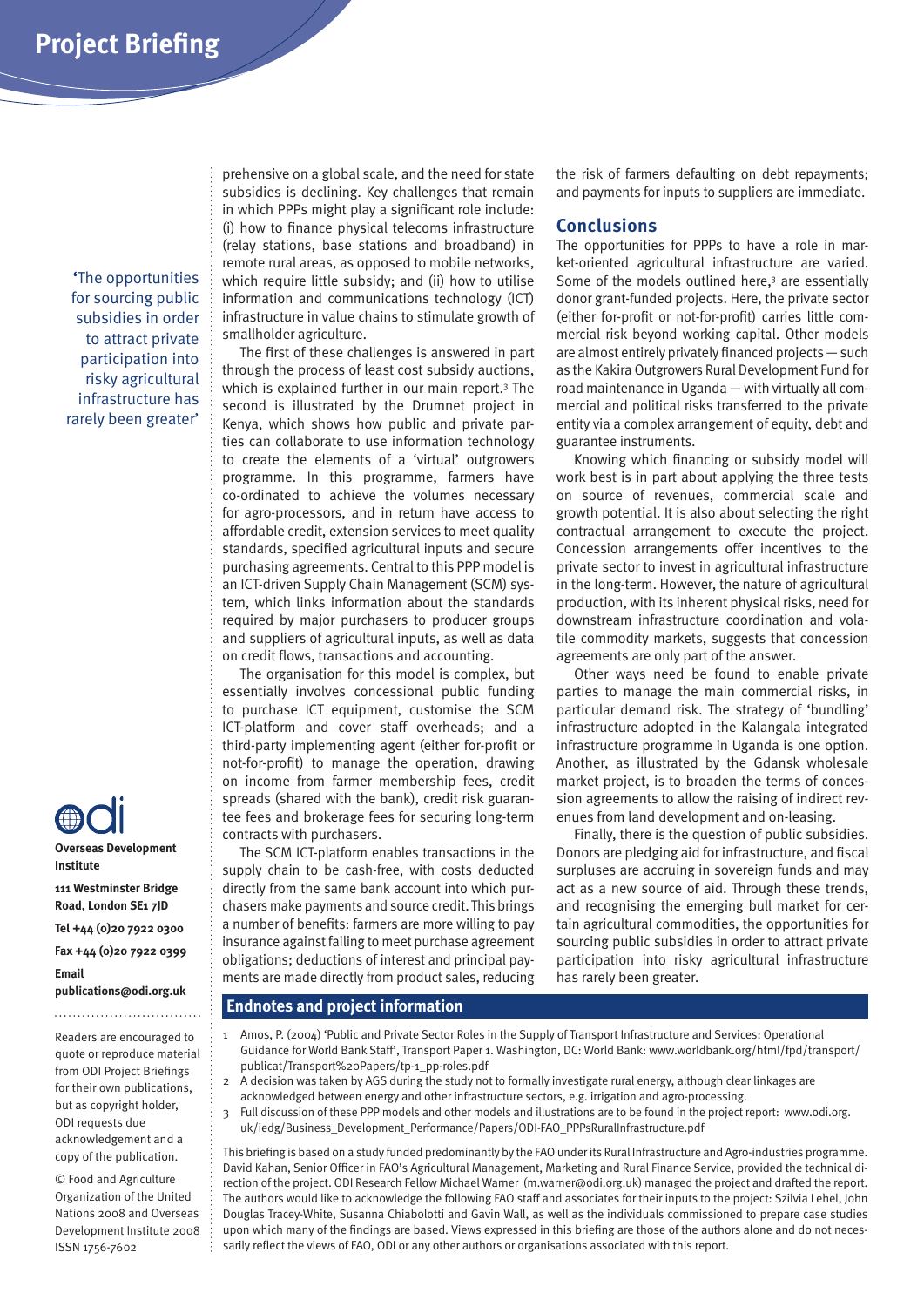# Project Briefing

'The opportunities for sourcing public subsidies in order to attract private participation into risky agricultural infrastructure has rarely been greater'

prehensive on a global scale, and the need for state subsidies is declining. Key challenges that remain in which PPPs might play a significant role include: (i) how to finance physical telecoms infrastructure (relay stations, base stations and broadband) in remote rural areas, as opposed to mobile networks, which require little subsidy; and (ii) how to utilise information and communications technology (ICT) infrastructure in value chains to stimulate growth of smallholder agriculture.

The first of these challenges is answered in part through the process of least cost subsidy auctions, which is explained further in our main report.[3] The second is illustrated by the Drumnet project in Kenya, which shows how public and private parties can collaborate to use information technology to create the elements of a 'virtual' outgrowers programme. In this programme, farmers have co-ordinated to achieve the volumes necessary for agro-processors, and in return have access to affordable credit, extension services to meet quality standards, specified agricultural inputs and secure purchasing agreements. Central to this PPP model is an ICT-driven Supply Chain Management (SCM) system, which links information about the standards required by major purchasers to producer groups and suppliers of agricultural inputs, as well as data on credit flows, transactions and accounting.

The organisation for this model is complex, but essentially involves concessional public funding to purchase ICT equipment, customise the SCM ICT-platform and cover staff overheads; and a third-party implementing agent (either for-profit or not-for-profit) to manage the operation, drawing on income from farmer membership fees, credit spreads (shared with the bank), credit risk guarantee fees and brokerage fees for securing long-term contracts with purchasers.

The SCM ICT-platform enables transactions in the supply chain to be cash-free, with costs deducted directly from the same bank account into which purchasers make payments and source credit. This brings a number of benefits: farmers are more willing to pay insurance against failing to meet purchase agreement obligations; deductions of interest and principal payments are made directly from product sales, reducing the risk of farmers defaulting on debt repayments; and payments for inputs to suppliers are immediate.

## Conclusions

The opportunities for PPPs to have a role in market-oriented agricultural infrastructure are varied. Some of the models outlined here,[3] are essentially donor grant-funded projects. Here, the private sector (either for-profit or not-for-profit) carries little commercial risk beyond working capital. Other models are almost entirely privately financed projects — such as the Kakira Outgrowers Rural Development Fund for road maintenance in Uganda — with virtually all commercial and political risks transferred to the private entity via a complex arrangement of equity, debt and guarantee instruments.

Knowing which financing or subsidy model will work best is in part about applying the three tests on source of revenues, commercial scale and growth potential. It is also about selecting the right contractual arrangement to execute the project. Concession arrangements offer incentives to the private sector to invest in agricultural infrastructure in the long-term. However, the nature of agricultural production, with its inherent physical risks, need for downstream infrastructure coordination and volatile commodity markets, suggests that concession agreements are only part of the answer.

Other ways need be found to enable private parties to manage the main commercial risks, in particular demand risk. The strategy of 'bundling' infrastructure adopted in the Kalangala integrated infrastructure programme in Uganda is one option. Another, as illustrated by the Gdansk wholesale market project, is to broaden the terms of concession agreements to allow the raising of indirect revenues from land development and on-leasing.

Finally, there is the question of public subsidies. Donors are pledging aid for infrastructure, and fiscal surpluses are accruing in sovereign funds and may act as a new source of aid. Through these trends, and recognising the emerging bull market for certain agricultural commodities, the opportunities for sourcing public subsidies in order to attract private participation into risky agricultural infrastructure has rarely been greater.

## Endnotes and project information

1. Amos, P. (2004) 'Public and Private Sector Roles in the Supply of Transport Infrastructure and Services: Operational Guidance for World Bank Staff', Transport Paper 1. Washington, DC: World Bank: www.worldbank.org/html/fpd/transport/publicat/Transport%20Papers/tp-1_pp-roles.pdf
2. A decision was taken by AGS during the study not to formally investigate rural energy, although clear linkages are acknowledged between energy and other infrastructure sectors, e.g. irrigation and agro-processing.
3. Full discussion of these PPP models and other models and illustrations are to be found in the project report: www.odi.org.uk/iedg/Business_Development_Performance/Papers/ODI-FAO_PPPsRuralInfrastructure.pdf

This briefing is based on a study funded predominantly by the FAO under its Rural Infrastructure and Agro-industries programme. David Kahan, Senior Officer in FAO's Agricultural Management, Marketing and Rural Finance Service, provided the technical direction of the project. ODI Research Fellow Michael Warner (m.warner@odi.org.uk) managed the project and drafted the report. The authors would like to acknowledge the following FAO staff and associates for their inputs to the project: Szilvia Lehel, John Douglas Tracey-White, Susanna Chiabolotti and Gavin Wall, as well as the individuals commissioned to prepare case studies upon which many of the findings are based. Views expressed in this briefing are those of the authors alone and do not necessarily reflect the views of FAO, ODI or any other authors or organisations associated with this report.

**Overseas Development Institute**

**111 Westminster Bridge Road, London SE1 7JD**

**Tel +44 (0)20 7922 0300**

**Fax +44 (0)20 7922 0399**

**Email publications@odi.org.uk**

Readers are encouraged to quote or reproduce material from ODI Project Briefings for their own publications, but as copyright holder, ODI requests due acknowledgement and a copy of the publication.

© Food and Agriculture Organization of the United Nations 2008 and Overseas Development Institute 2008
ISSN 1756-7602